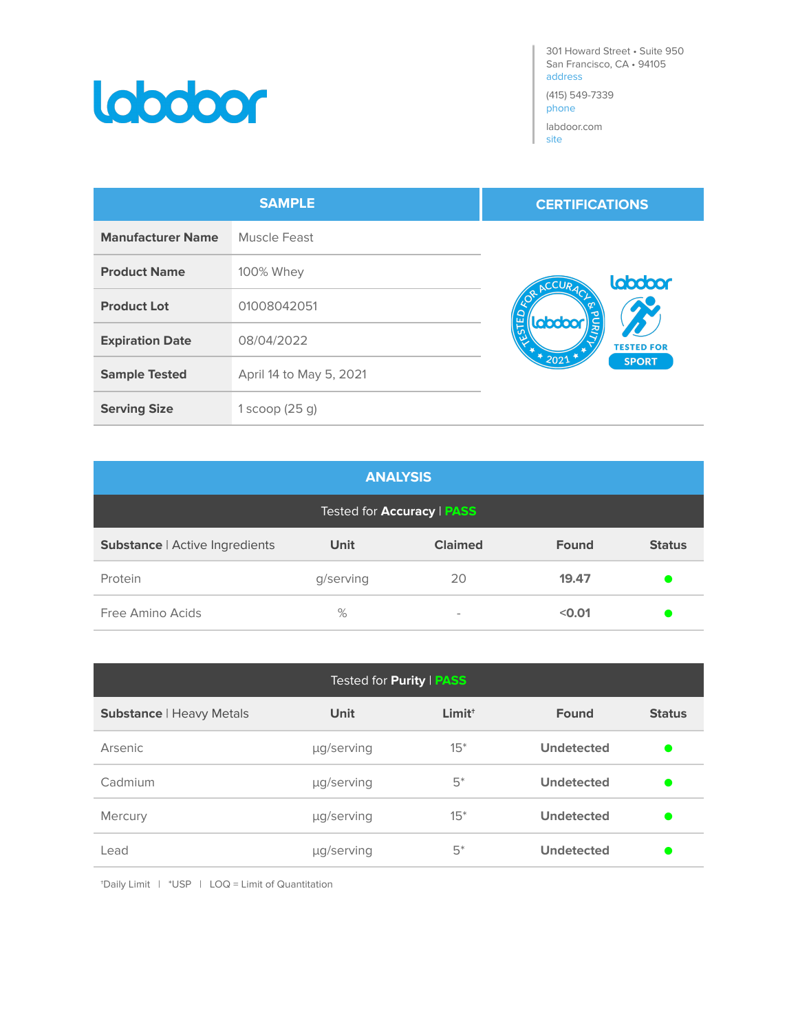# labdoor

301 Howard Street • Suite 950
San Francisco, CA • 94105
address

(415) 549-7339
phone

labdoor.com
site

| SAMPLE | |
|---|---|
| **Manufacturer Name** | Muscle Feast |
| **Product Name** | 100% Whey |
| **Product Lot** | 01008042051 |
| **Expiration Date** | 08/04/2022 |
| **Sample Tested** | April 14 to May 5, 2021 |
| **Serving Size** | 1 scoop (25 g) |

## CERTIFICATIONS

TESTED FOR ACCURACY & PURITY • 2021

labdoor TESTED FOR SPORT

## ANALYSIS

Tested for **Accuracy** | **PASS**

| **Substance** \| Active Ingredients | Unit | Claimed | Found | Status |
|---|---|---|---|---|
| Protein | g/serving | 20 | **19.47** | ● |
| Free Amino Acids | % | - | **<0.01** | ● |

Tested for **Purity** | **PASS**

| **Substance** \| Heavy Metals | Unit | Limit† | Found | Status |
|---|---|---|---|---|
| Arsenic | µg/serving | 15* | **Undetected** | ● |
| Cadmium | µg/serving | 5* | **Undetected** | ● |
| Mercury | µg/serving | 15* | **Undetected** | ● |
| Lead | µg/serving | 5* | **Undetected** | ● |

†Daily Limit | *USP | LOQ = Limit of Quantitation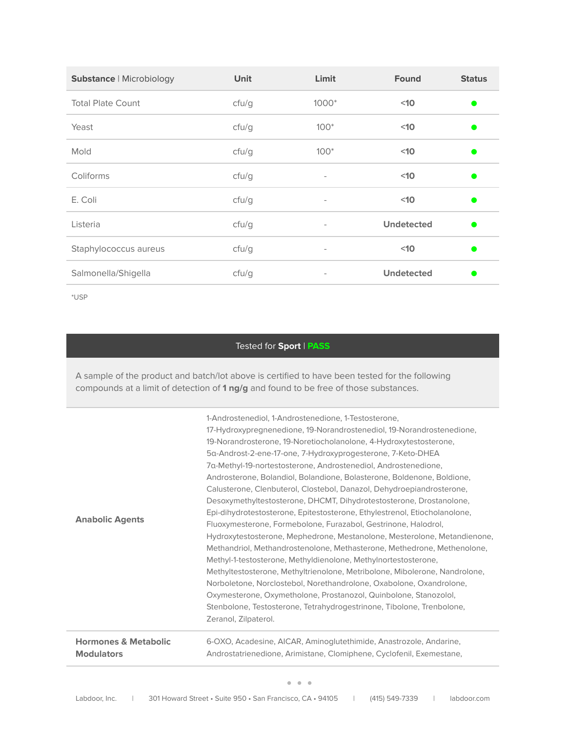| **Substance** \| Microbiology | Unit | Limit | Found | Status |
|---|---|---|---|---|
| Total Plate Count | cfu/g | 1000* | **<10** | ● |
| Yeast | cfu/g | 100* | **<10** | ● |
| Mold | cfu/g | 100* | **<10** | ● |
| Coliforms | cfu/g | - | **<10** | ● |
| E. Coli | cfu/g | - | **<10** | ● |
| Listeria | cfu/g | - | **Undetected** | ● |
| Staphylococcus aureus | cfu/g | - | **<10** | ● |
| Salmonella/Shigella | cfu/g | - | **Undetected** | ● |

*USP

## Tested for **Sport** | **PASS**

A sample of the product and batch/lot above is certified to have been tested for the following compounds at a limit of detection of **1 ng/g** and found to be free of those substances.

| | |
|---|---|
| **Anabolic Agents** | 1-Androstenediol, 1-Androstenedione, 1-Testosterone, 17-Hydroxypregnenedione, 19-Norandrostenediol, 19-Norandrostenedione, 19-Norandrosterone, 19-Noretiocholanolone, 4-Hydroxytestosterone, 5α-Androst-2-ene-17-one, 7-Hydroxyprogesterone, 7-Keto-DHEA 7α-Methyl-19-nortestosterone, Androstenediol, Androstenedione, Androsterone, Bolandiol, Bolandione, Bolasterone, Boldenone, Boldione, Calusterone, Clenbuterol, Clostebol, Danazol, Dehydroepiandrosterone, Desoxymethyltestosterone, DHCMT, Dihydrotestosterone, Drostanolone, Epi-dihydrotestosterone, Epitestosterone, Ethylestrenol, Etiocholanolone, Fluoxymesterone, Formebolone, Furazabol, Gestrinone, Halodrol, Hydroxytestosterone, Mephedrone, Mestanolone, Mesterolone, Metandienone, Methandriol, Methandrostenolone, Methasterone, Methedrone, Methenolone, Methyl-1-testosterone, Methyldienolone, Methylnortestosterone, Methyltestosterone, Methyltrienolone, Metribolone, Mibolerone, Nandrolone, Norboletone, Norclostebol, Norethandrolone, Oxabolone, Oxandrolone, Oxymesterone, Oxymetholone, Prostanozol, Quinbolone, Stanozolol, Stenbolone, Testosterone, Tetrahydrogestrinone, Tibolone, Trenbolone, Zeranol, Zilpaterol. |
| **Hormones & Metabolic Modulators** | 6-OXO, Acadesine, AICAR, Aminoglutethimide, Anastrozole, Andarine, Androstatrienedione, Arimistane, Clomiphene, Cyclofenil, Exemestane, |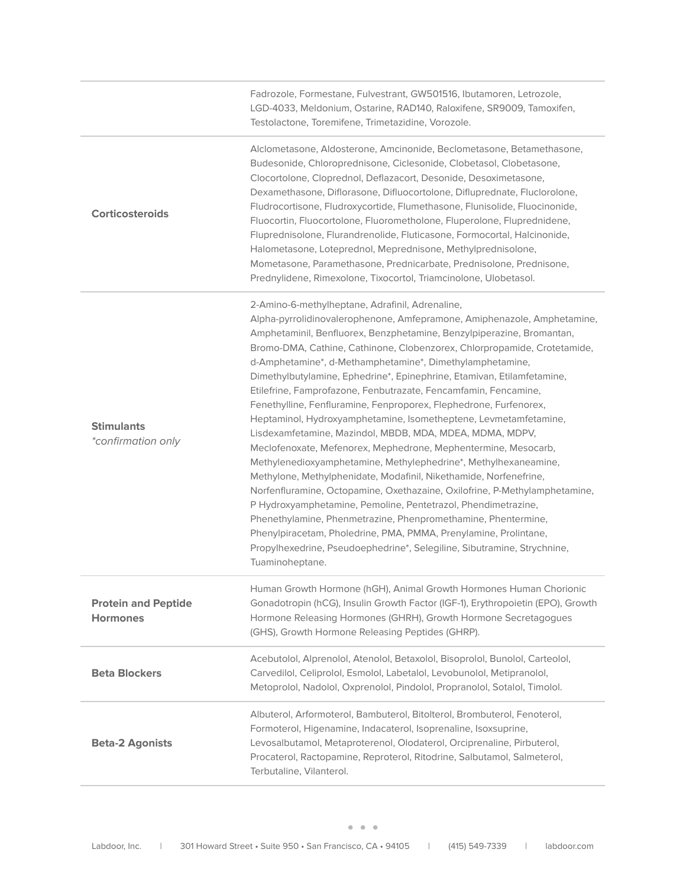| | |
|---|---|
| | Fadrozole, Formestane, Fulvestrant, GW501516, Ibutamoren, Letrozole, LGD-4033, Meldonium, Ostarine, RAD140, Raloxifene, SR9009, Tamoxifen, Testolactone, Toremifene, Trimetazidine, Vorozole. |
| **Corticosteroids** | Alclometasone, Aldosterone, Amcinonide, Beclometasone, Betamethasone, Budesonide, Chloroprednisone, Ciclesonide, Clobetasol, Clobetasone, Clocortolone, Cloprednol, Deflazacort, Desonide, Desoximetasone, Dexamethasone, Diflorasone, Difluocortolone, Difluprednate, Fluclorolone, Fludrocortisone, Fludroxycortide, Flumethasone, Flunisolide, Fluocinonide, Fluocortin, Fluocortolone, Fluorometholone, Fluperolone, Fluprednidene, Fluprednisolone, Flurandrenolide, Fluticasone, Formocortal, Halcinonide, Halometasone, Loteprednol, Meprednisone, Methylprednisolone, Mometasone, Paramethasone, Prednicarbate, Prednisolone, Prednisone, Prednylidene, Rimexolone, Tixocortol, Triamcinolone, Ulobetasol. |
| **Stimulants** *\*confirmation only* | 2-Amino-6-methylheptane, Adrafinil, Adrenaline, Alpha-pyrrolidinovalerophenone, Amfepramone, Amiphenazole, Amphetamine, Amphetaminil, Benfluorex, Benzphetamine, Benzylpiperazine, Bromantan, Bromo-DMA, Cathine, Cathinone, Clobenzorex, Chlorpropamide, Crotetamide, d-Amphetamine\*, d-Methamphetamine\*, Dimethylamphetamine, Dimethylbutylamine, Ephedrine\*, Epinephrine, Etamivan, Etilamfetamine, Etilefrine, Famprofazone, Fenbutrazate, Fencamfamin, Fencamine, Fenethylline, Fenfluramine, Fenproporex, Flephedrone, Furfenorex, Heptaminol, Hydroxyamphetamine, Isometheptene, Levmetamfetamine, Lisdexamfetamine, Mazindol, MBDB, MDA, MDEA, MDMA, MDPV, Meclofenoxate, Mefenorex, Mephedrone, Mephentermine, Mesocarb, Methylenedioxyamphetamine, Methylephedrine\*, Methylhexaneamine, Methylone, Methylphenidate, Modafinil, Nikethamide, Norfenefrine, Norfenfluramine, Octopamine, Oxethazaine, Oxilofrine, P-Methylamphetamine, P Hydroxyamphetamine, Pemoline, Pentetrazol, Phendimetrazine, Phenethylamine, Phenmetrazine, Phenpromethamine, Phentermine, Phenylpiracetam, Pholedrine, PMA, PMMA, Prenylamine, Prolintane, Propylhexedrine, Pseudoephedrine\*, Selegiline, Sibutramine, Strychnine, Tuaminoheptane. |
| **Protein and Peptide Hormones** | Human Growth Hormone (hGH), Animal Growth Hormones Human Chorionic Gonadotropin (hCG), Insulin Growth Factor (IGF-1), Erythropoietin (EPO), Growth Hormone Releasing Hormones (GHRH), Growth Hormone Secretagogues (GHS), Growth Hormone Releasing Peptides (GHRP). |
| **Beta Blockers** | Acebutolol, Alprenolol, Atenolol, Betaxolol, Bisoprolol, Bunolol, Carteolol, Carvedilol, Celiprolol, Esmolol, Labetalol, Levobunolol, Metipranolol, Metoprolol, Nadolol, Oxprenolol, Pindolol, Propranolol, Sotalol, Timolol. |
| **Beta-2 Agonists** | Albuterol, Arformoterol, Bambuterol, Bitolterol, Brombuterol, Fenoterol, Formoterol, Higenamine, Indacaterol, Isoprenaline, Isoxsuprine, Levosalbutamol, Metaproterenol, Olodaterol, Orciprenaline, Pirbuterol, Procaterol, Ractopamine, Reproterol, Ritodrine, Salbutamol, Salmeterol, Terbutaline, Vilanterol. |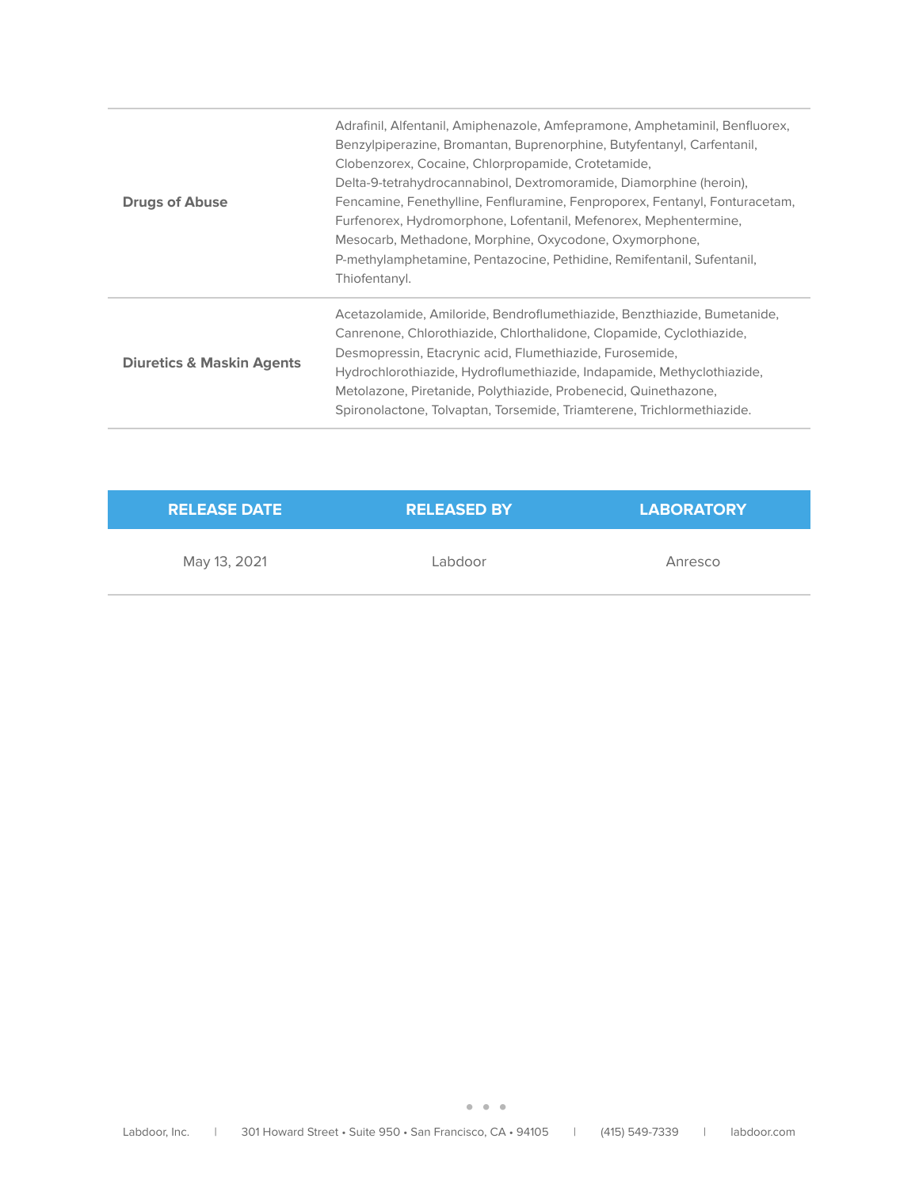| | |
|---|---|
| **Drugs of Abuse** | Adrafinil, Alfentanil, Amiphenazole, Amfepramone, Amphetaminil, Benfluorex, Benzylpiperazine, Bromantan, Buprenorphine, Butyfentanyl, Carfentanil, Clobenzorex, Cocaine, Chlorpropamide, Crotetamide, Delta-9-tetrahydrocannabinol, Dextromoramide, Diamorphine (heroin), Fencamine, Fenethylline, Fenfluramine, Fenproporex, Fentanyl, Fonturacetam, Furfenorex, Hydromorphone, Lofentanil, Mefenorex, Mephentermine, Mesocarb, Methadone, Morphine, Oxycodone, Oxymorphone, P-methylamphetamine, Pentazocine, Pethidine, Remifentanil, Sufentanil, Thiofentanyl. |
| **Diuretics & Maskin Agents** | Acetazolamide, Amiloride, Bendroflumethiazide, Benzthiazide, Bumetanide, Canrenone, Chlorothiazide, Chlorthalidone, Clopamide, Cyclothiazide, Desmopressin, Etacrynic acid, Flumethiazide, Furosemide, Hydrochlorothiazide, Hydroflumethiazide, Indapamide, Methyclothiazide, Metolazone, Piretanide, Polythiazide, Probenecid, Quinethazone, Spironolactone, Tolvaptan, Torsemide, Triamterene, Trichlormethiazide. |

| RELEASE DATE | RELEASED BY | LABORATORY |
|---|---|---|
| May 13, 2021 | Labdoor | Anresco |

Labdoor, Inc. | 301 Howard Street • Suite 950 • San Francisco, CA • 94105 | (415) 549-7339 | labdoor.com